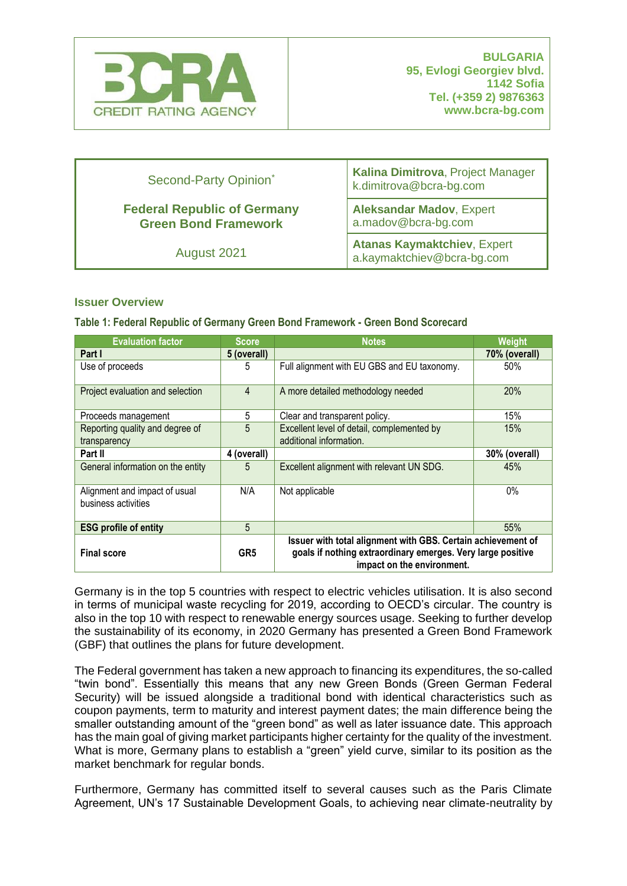BCRA CREDIT RATING AGENCY

**BULGARIA**
**95, Evlogi Georgiev blvd.**
**1142 Sofia**
**Tel. (+359 2) 9876363**
**www.bcra-bg.com**

| Second-Party Opinion* **Federal Republic of Germany Green Bond Framework** August 2021 | **Kalina Dimitrova**, Project Manager k.dimitrova@bcra-bg.com |
|---|---|
| | **Aleksandar Madov**, Expert a.madov@bcra-bg.com |
| | **Atanas Kaymaktchiev**, Expert a.kaymaktchiev@bcra-bg.com |

### Issuer Overview

**Table 1: Federal Republic of Germany Green Bond Framework - Green Bond Scorecard**

| Evaluation factor | Score | Notes | Weight |
|---|---|---|---|
| **Part I** | **5 (overall)** | | **70% (overall)** |
| Use of proceeds | 5 | Full alignment with EU GBS and EU taxonomy. | 50% |
| Project evaluation and selection | 4 | A more detailed methodology needed | 20% |
| Proceeds management | 5 | Clear and transparent policy. | 15% |
| Reporting quality and degree of transparency | 5 | Excellent level of detail, complemented by additional information. | 15% |
| **Part II** | **4 (overall)** | | **30% (overall)** |
| General information on the entity | 5 | Excellent alignment with relevant UN SDG. | 45% |
| Alignment and impact of usual business activities | N/A | Not applicable | 0% |
| **ESG profile of entity** | 5 | | 55% |
| **Final score** | **GR5** | **Issuer with total alignment with GBS. Certain achievement of goals if nothing extraordinary emerges. Very large positive impact on the environment.** | |

Germany is in the top 5 countries with respect to electric vehicles utilisation. It is also second in terms of municipal waste recycling for 2019, according to OECD's circular. The country is also in the top 10 with respect to renewable energy sources usage. Seeking to further develop the sustainability of its economy, in 2020 Germany has presented a Green Bond Framework (GBF) that outlines the plans for future development.

The Federal government has taken a new approach to financing its expenditures, the so-called "twin bond". Essentially this means that any new Green Bonds (Green German Federal Security) will be issued alongside a traditional bond with identical characteristics such as coupon payments, term to maturity and interest payment dates; the main difference being the smaller outstanding amount of the "green bond" as well as later issuance date. This approach has the main goal of giving market participants higher certainty for the quality of the investment. What is more, Germany plans to establish a "green" yield curve, similar to its position as the market benchmark for regular bonds.

Furthermore, Germany has committed itself to several causes such as the Paris Climate Agreement, UN's 17 Sustainable Development Goals, to achieving near climate-neutrality by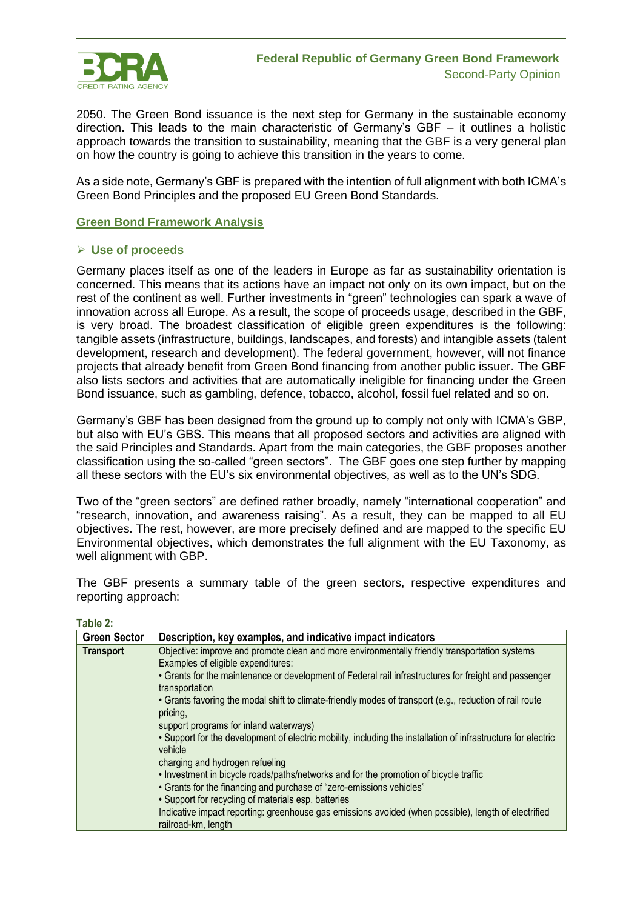2050. The Green Bond issuance is the next step for Germany in the sustainable economy direction. This leads to the main characteristic of Germany's GBF – it outlines a holistic approach towards the transition to sustainability, meaning that the GBF is a very general plan on how the country is going to achieve this transition in the years to come.

As a side note, Germany's GBF is prepared with the intention of full alignment with both ICMA's Green Bond Principles and the proposed EU Green Bond Standards.

## Green Bond Framework Analysis

### ➢ Use of proceeds

Germany places itself as one of the leaders in Europe as far as sustainability orientation is concerned. This means that its actions have an impact not only on its own impact, but on the rest of the continent as well. Further investments in "green" technologies can spark a wave of innovation across all Europe. As a result, the scope of proceeds usage, described in the GBF, is very broad. The broadest classification of eligible green expenditures is the following: tangible assets (infrastructure, buildings, landscapes, and forests) and intangible assets (talent development, research and development). The federal government, however, will not finance projects that already benefit from Green Bond financing from another public issuer. The GBF also lists sectors and activities that are automatically ineligible for financing under the Green Bond issuance, such as gambling, defence, tobacco, alcohol, fossil fuel related and so on.

Germany's GBF has been designed from the ground up to comply not only with ICMA's GBP, but also with EU's GBS. This means that all proposed sectors and activities are aligned with the said Principles and Standards. Apart from the main categories, the GBF proposes another classification using the so-called "green sectors". The GBF goes one step further by mapping all these sectors with the EU's six environmental objectives, as well as to the UN's SDG.

Two of the "green sectors" are defined rather broadly, namely "international cooperation" and "research, innovation, and awareness raising". As a result, they can be mapped to all EU objectives. The rest, however, are more precisely defined and are mapped to the specific EU Environmental objectives, which demonstrates the full alignment with the EU Taxonomy, as well alignment with GBP.

The GBF presents a summary table of the green sectors, respective expenditures and reporting approach:

**Table 2:**

| Green Sector | Description, key examples, and indicative impact indicators |
|---|---|
| **Transport** | Objective: improve and promote clean and more environmentally friendly transportation systems<br>Examples of eligible expenditures:<br>• Grants for the maintenance or development of Federal rail infrastructures for freight and passenger transportation<br>• Grants favoring the modal shift to climate-friendly modes of transport (e.g., reduction of rail route pricing,<br>support programs for inland waterways)<br>• Support for the development of electric mobility, including the installation of infrastructure for electric vehicle<br>charging and hydrogen refueling<br>• Investment in bicycle roads/paths/networks and for the promotion of bicycle traffic<br>• Grants for the financing and purchase of "zero-emissions vehicles"<br>• Support for recycling of materials esp. batteries<br>Indicative impact reporting: greenhouse gas emissions avoided (when possible), length of electrified railroad-km, length |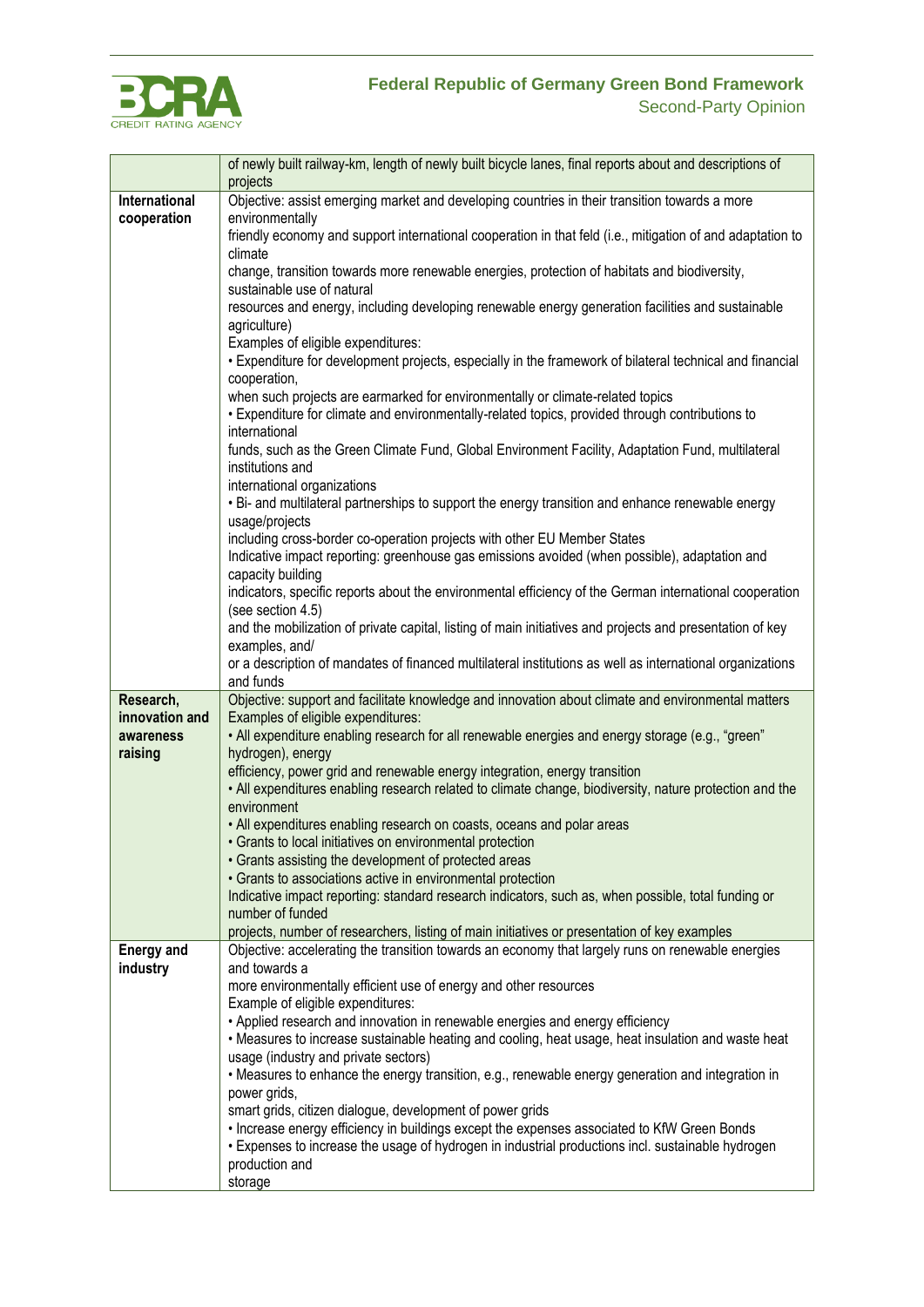| | |
|---|---|
| | of newly built railway-km, length of newly built bicycle lanes, final reports about and descriptions of projects |
| **International cooperation** | Objective: assist emerging market and developing countries in their transition towards a more environmentally friendly economy and support international cooperation in that feld (i.e., mitigation of and adaptation to climate change, transition towards more renewable energies, protection of habitats and biodiversity, sustainable use of natural resources and energy, including developing renewable energy generation facilities and sustainable agriculture)<br>Examples of eligible expenditures:<br>• Expenditure for development projects, especially in the framework of bilateral technical and financial cooperation, when such projects are earmarked for environmentally or climate-related topics<br>• Expenditure for climate and environmentally-related topics, provided through contributions to international funds, such as the Green Climate Fund, Global Environment Facility, Adaptation Fund, multilateral institutions and international organizations<br>• Bi- and multilateral partnerships to support the energy transition and enhance renewable energy usage/projects including cross-border co-operation projects with other EU Member States<br>Indicative impact reporting: greenhouse gas emissions avoided (when possible), adaptation and capacity building indicators, specific reports about the environmental efficiency of the German international cooperation (see section 4.5) and the mobilization of private capital, listing of main initiatives and projects and presentation of key examples, and/ or a description of mandates of financed multilateral institutions as well as international organizations and funds |
| **Research, innovation and awareness raising** | Objective: support and facilitate knowledge and innovation about climate and environmental matters<br>Examples of eligible expenditures:<br>• All expenditure enabling research for all renewable energies and energy storage (e.g., "green" hydrogen), energy efficiency, power grid and renewable energy integration, energy transition<br>• All expenditures enabling research related to climate change, biodiversity, nature protection and the environment<br>• All expenditures enabling research on coasts, oceans and polar areas<br>• Grants to local initiatives on environmental protection<br>• Grants assisting the development of protected areas<br>• Grants to associations active in environmental protection<br>Indicative impact reporting: standard research indicators, such as, when possible, total funding or number of funded projects, number of researchers, listing of main initiatives or presentation of key examples |
| **Energy and industry** | Objective: accelerating the transition towards an economy that largely runs on renewable energies and towards a more environmentally efficient use of energy and other resources<br>Example of eligible expenditures:<br>• Applied research and innovation in renewable energies and energy efficiency<br>• Measures to increase sustainable heating and cooling, heat usage, heat insulation and waste heat usage (industry and private sectors)<br>• Measures to enhance the energy transition, e.g., renewable energy generation and integration in power grids, smart grids, citizen dialogue, development of power grids<br>• Increase energy efficiency in buildings except the expenses associated to KfW Green Bonds<br>• Expenses to increase the usage of hydrogen in industrial productions incl. sustainable hydrogen production and storage |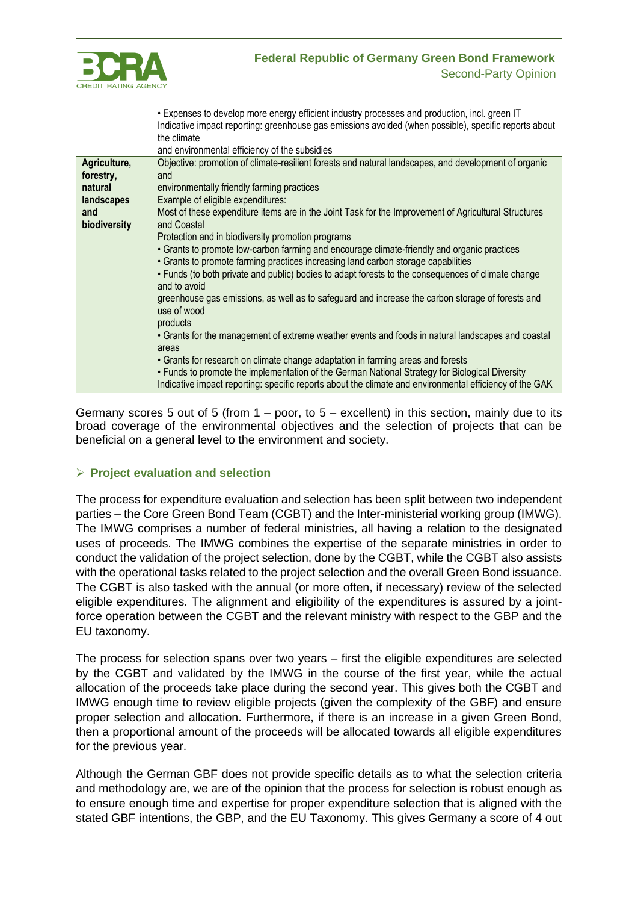| | |
|---|---|
| | • Expenses to develop more energy efficient industry processes and production, incl. green IT<br>Indicative impact reporting: greenhouse gas emissions avoided (when possible), specific reports about the climate<br>and environmental efficiency of the subsidies |
| **Agriculture, forestry, natural landscapes and biodiversity** | Objective: promotion of climate-resilient forests and natural landscapes, and development of organic and<br>environmentally friendly farming practices<br>Example of eligible expenditures:<br>Most of these expenditure items are in the Joint Task for the Improvement of Agricultural Structures and Coastal<br>Protection and in biodiversity promotion programs<br>• Grants to promote low-carbon farming and encourage climate-friendly and organic practices<br>• Grants to promote farming practices increasing land carbon storage capabilities<br>• Funds (to both private and public) bodies to adapt forests to the consequences of climate change and to avoid<br>greenhouse gas emissions, as well as to safeguard and increase the carbon storage of forests and use of wood<br>products<br>• Grants for the management of extreme weather events and foods in natural landscapes and coastal areas<br>• Grants for research on climate change adaptation in farming areas and forests<br>• Funds to promote the implementation of the German National Strategy for Biological Diversity<br>Indicative impact reporting: specific reports about the climate and environmental efficiency of the GAK |

Germany scores 5 out of 5 (from 1 – poor, to 5 – excellent) in this section, mainly due to its broad coverage of the environmental objectives and the selection of projects that can be beneficial on a general level to the environment and society.

## ➢ Project evaluation and selection

The process for expenditure evaluation and selection has been split between two independent parties – the Core Green Bond Team (CGBT) and the Inter-ministerial working group (IMWG). The IMWG comprises a number of federal ministries, all having a relation to the designated uses of proceeds. The IMWG combines the expertise of the separate ministries in order to conduct the validation of the project selection, done by the CGBT, while the CGBT also assists with the operational tasks related to the project selection and the overall Green Bond issuance. The CGBT is also tasked with the annual (or more often, if necessary) review of the selected eligible expenditures. The alignment and eligibility of the expenditures is assured by a joint-force operation between the CGBT and the relevant ministry with respect to the GBP and the EU taxonomy.

The process for selection spans over two years – first the eligible expenditures are selected by the CGBT and validated by the IMWG in the course of the first year, while the actual allocation of the proceeds take place during the second year. This gives both the CGBT and IMWG enough time to review eligible projects (given the complexity of the GBF) and ensure proper selection and allocation. Furthermore, if there is an increase in a given Green Bond, then a proportional amount of the proceeds will be allocated towards all eligible expenditures for the previous year.

Although the German GBF does not provide specific details as to what the selection criteria and methodology are, we are of the opinion that the process for selection is robust enough as to ensure enough time and expertise for proper expenditure selection that is aligned with the stated GBF intentions, the GBP, and the EU Taxonomy. This gives Germany a score of 4 out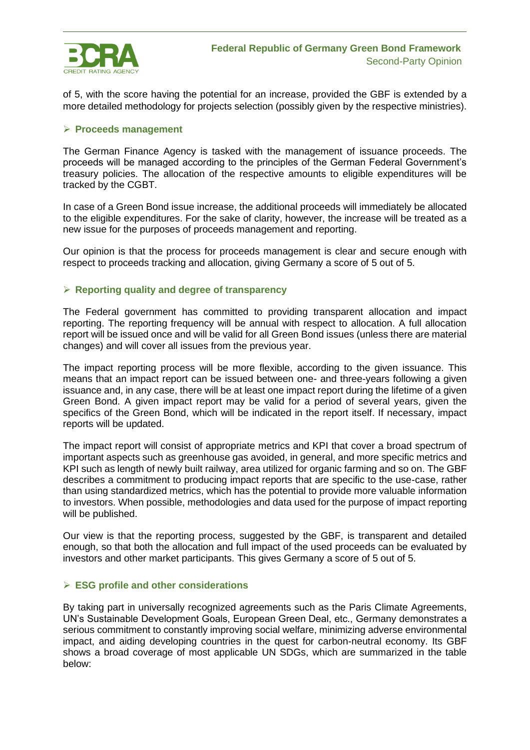of 5, with the score having the potential for an increase, provided the GBF is extended by a more detailed methodology for projects selection (possibly given by the respective ministries).

### Proceeds management

The German Finance Agency is tasked with the management of issuance proceeds. The proceeds will be managed according to the principles of the German Federal Government's treasury policies. The allocation of the respective amounts to eligible expenditures will be tracked by the CGBT.

In case of a Green Bond issue increase, the additional proceeds will immediately be allocated to the eligible expenditures. For the sake of clarity, however, the increase will be treated as a new issue for the purposes of proceeds management and reporting.

Our opinion is that the process for proceeds management is clear and secure enough with respect to proceeds tracking and allocation, giving Germany a score of 5 out of 5.

### Reporting quality and degree of transparency

The Federal government has committed to providing transparent allocation and impact reporting. The reporting frequency will be annual with respect to allocation. A full allocation report will be issued once and will be valid for all Green Bond issues (unless there are material changes) and will cover all issues from the previous year.

The impact reporting process will be more flexible, according to the given issuance. This means that an impact report can be issued between one- and three-years following a given issuance and, in any case, there will be at least one impact report during the lifetime of a given Green Bond. A given impact report may be valid for a period of several years, given the specifics of the Green Bond, which will be indicated in the report itself. If necessary, impact reports will be updated.

The impact report will consist of appropriate metrics and KPI that cover a broad spectrum of important aspects such as greenhouse gas avoided, in general, and more specific metrics and KPI such as length of newly built railway, area utilized for organic farming and so on. The GBF describes a commitment to producing impact reports that are specific to the use-case, rather than using standardized metrics, which has the potential to provide more valuable information to investors. When possible, methodologies and data used for the purpose of impact reporting will be published.

Our view is that the reporting process, suggested by the GBF, is transparent and detailed enough, so that both the allocation and full impact of the used proceeds can be evaluated by investors and other market participants. This gives Germany a score of 5 out of 5.

### ESG profile and other considerations

By taking part in universally recognized agreements such as the Paris Climate Agreements, UN's Sustainable Development Goals, European Green Deal, etc., Germany demonstrates a serious commitment to constantly improving social welfare, minimizing adverse environmental impact, and aiding developing countries in the quest for carbon-neutral economy. Its GBF shows a broad coverage of most applicable UN SDGs, which are summarized in the table below: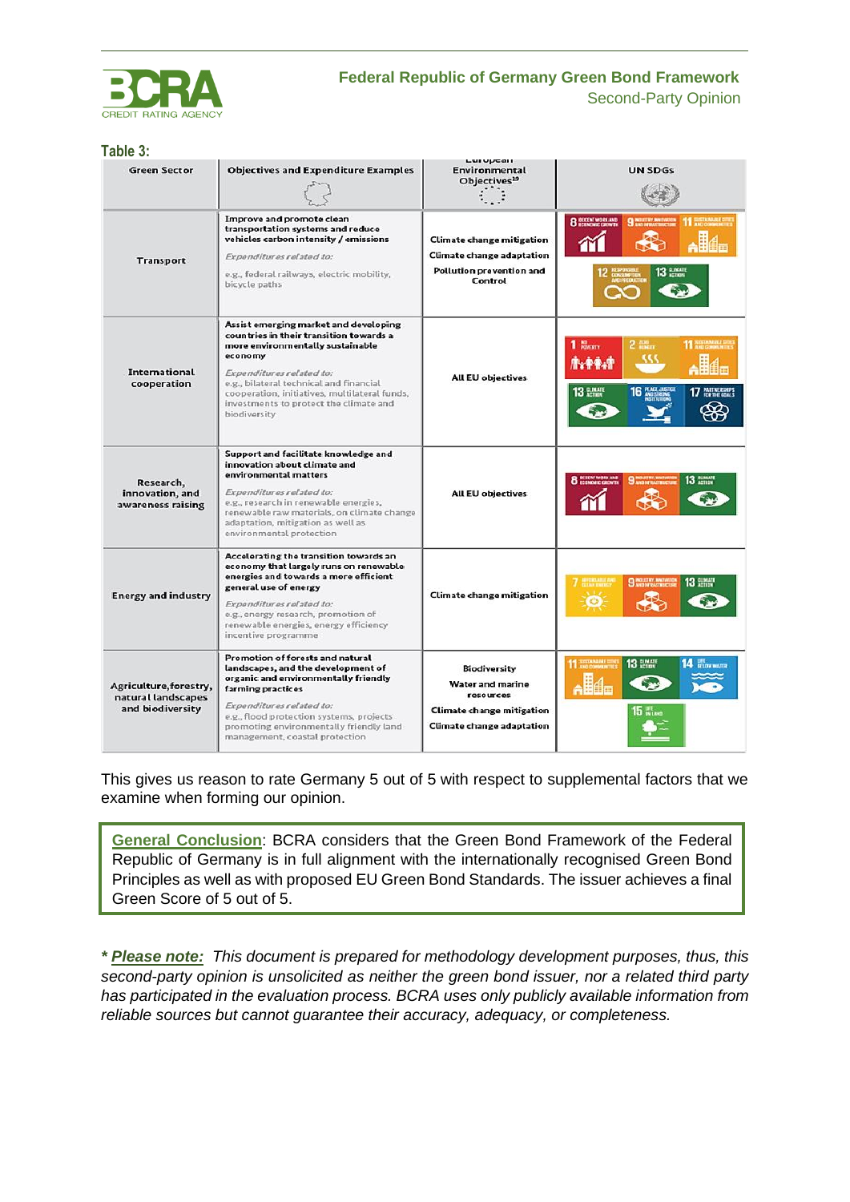Table 3:

| Green Sector | Objectives and Expenditure Examples | European Environmental Objectives[19] | UN SDGs |
|---|---|---|---|
| Transport | Improve and promote clean transportation systems and reduce vehicles carbon intensity / emissions<br>*Expenditures related to:*<br>e.g., federal railways, electric mobility, bicycle paths | Climate change mitigation<br>Climate change adaptation<br>Pollution prevention and Control | 8 Decent work and economic growth, 9 Industry, innovation and infrastructure, 11 Sustainable cities and communities, 12 Responsible consumption and production, 13 Climate action |
| International cooperation | Assist emerging market and developing countries in their transition towards a more environmentally sustainable economy<br>*Expenditures related to:*<br>e.g., bilateral technical and financial cooperation, initiatives, multilateral funds, investments to protect the climate and biodiversity | All EU objectives | 1 No poverty, 2 Zero hunger, 11 Sustainable cities and communities, 13 Climate action, 16 Peace, justice and strong institutions, 17 Partnerships for the goals |
| Research, innovation, and awareness raising | Support and facilitate knowledge and innovation about climate and environmental matters<br>*Expenditures related to:*<br>e.g., research in renewable energies, renewable raw materials, on climate change adaptation, mitigation as well as environmental protection | All EU objectives | 8 Decent work and economic growth, 9 Industry, innovation and infrastructure, 13 Climate action |
| Energy and industry | Accelerating the transition towards an economy that largely runs on renewable energies and towards a more efficient general use of energy<br>*Expenditures related to:*<br>e.g., energy research, promotion of renewable energies, energy efficiency incentive programme | Climate change mitigation | 7 Affordable and clean energy, 9 Industry, innovation and infrastructure, 13 Climate action |
| Agriculture, forestry, natural landscapes and biodiversity | Promotion of forests and natural landscapes, and the development of organic and environmentally friendly farming practices<br>*Expenditures related to:*<br>e.g., flood protection systems, projects promoting environmentally friendly land management, coastal protection | Biodiversity<br>Water and marine resources<br>Climate change mitigation<br>Climate change adaptation | 11 Sustainable cities and communities, 13 Climate action, 14 Life below water, 15 Life on land |

This gives us reason to rate Germany 5 out of 5 with respect to supplemental factors that we examine when forming our opinion.

**General Conclusion**: BCRA considers that the Green Bond Framework of the Federal Republic of Germany is in full alignment with the internationally recognised Green Bond Principles as well as with proposed EU Green Bond Standards. The issuer achieves a final Green Score of 5 out of 5.

*\* **Please note:** This document is prepared for methodology development purposes, thus, this second-party opinion is unsolicited as neither the green bond issuer, nor a related third party has participated in the evaluation process. BCRA uses only publicly available information from reliable sources but cannot guarantee their accuracy, adequacy, or completeness.*